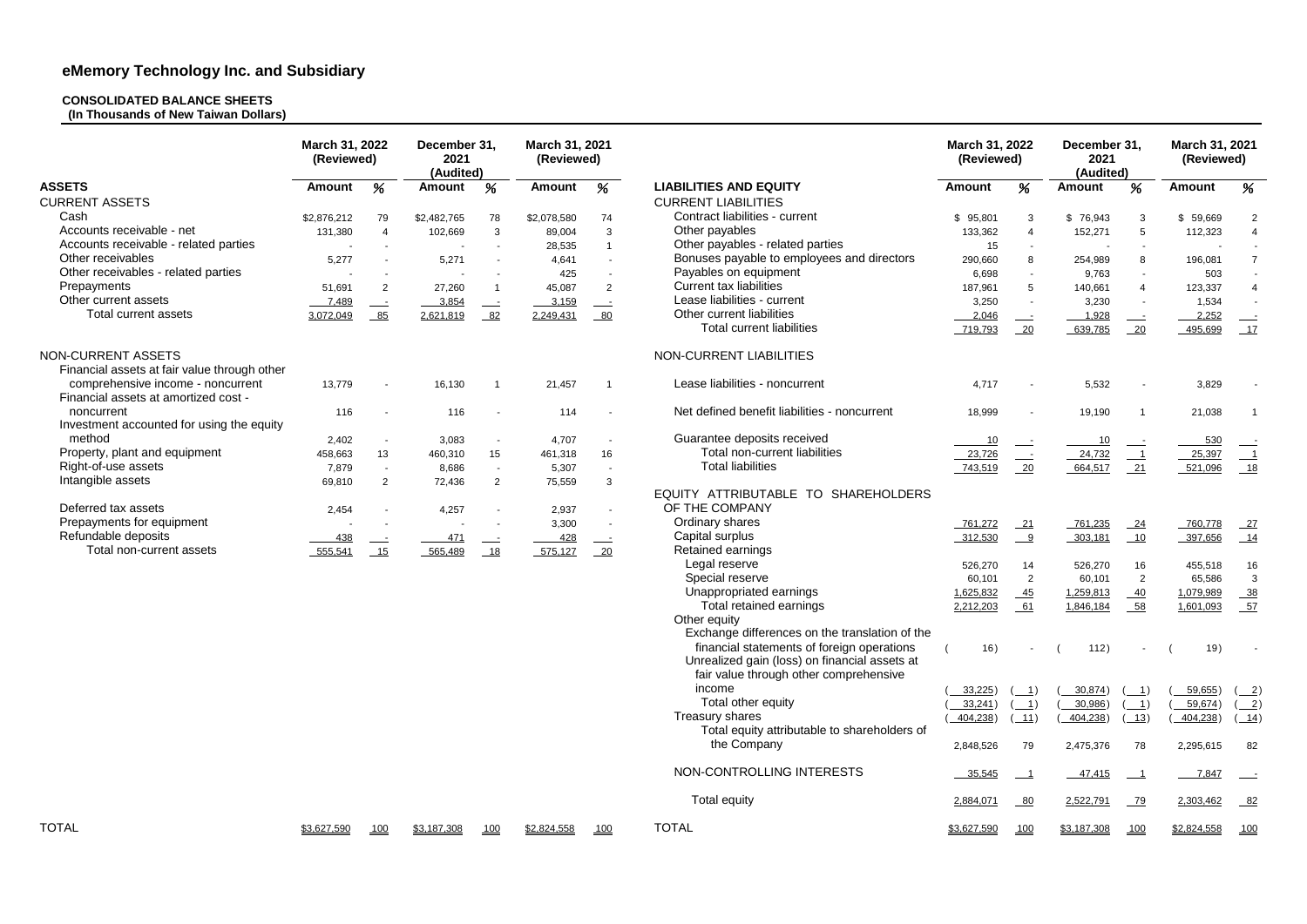# eMemory Technology Inc. and Subsidiary

## CONSOLIDATED BALANCE SHEETS
**(In Thousands of New Taiwan Dollars)**

| ASSETS | March 31, 2022 (Reviewed) Amount | % | December 31, 2021 (Audited) Amount | % | March 31, 2021 (Reviewed) Amount | % |
|---|---|---|---|---|---|---|
| **CURRENT ASSETS** | | | | | | |
| Cash | $2,876,212 | 79 | $2,482,765 | 78 | $2,078,580 | 74 |
| Accounts receivable - net | 131,380 | 4 | 102,669 | 3 | 89,004 | 3 |
| Accounts receivable - related parties | - | - | - | - | 28,535 | 1 |
| Other receivables | 5,277 | - | 5,271 | - | 4,641 | - |
| Other receivables - related parties | - | - | - | - | 425 | - |
| Prepayments | 51,691 | 2 | 27,260 | 1 | 45,087 | 2 |
| Other current assets | 7,489 | - | 3,854 | - | 3,159 | - |
| Total current assets | 3,072,049 | 85 | 2,621,819 | 82 | 2,249,431 | 80 |
| **NON-CURRENT ASSETS** | | | | | | |
| Financial assets at fair value through other comprehensive income - noncurrent | 13,779 | - | 16,130 | 1 | 21,457 | 1 |
| Financial assets at amortized cost - noncurrent | 116 | - | 116 | - | 114 | - |
| Investment accounted for using the equity method | 2,402 | - | 3,083 | - | 4,707 | - |
| Property, plant and equipment | 458,663 | 13 | 460,310 | 15 | 461,318 | 16 |
| Right-of-use assets | 7,879 | - | 8,686 | - | 5,307 | - |
| Intangible assets | 69,810 | 2 | 72,436 | 2 | 75,559 | 3 |
| Deferred tax assets | 2,454 | - | 4,257 | - | 2,937 | - |
| Prepayments for equipment | - | - | - | - | 3,300 | - |
| Refundable deposits | 438 | - | 471 | - | 428 | - |
| Total non-current assets | 555,541 | 15 | 565,489 | 18 | 575,127 | 20 |
| **TOTAL** | $3,627,590 | 100 | $3,187,308 | 100 | $2,824,558 | 100 |

| LIABILITIES AND EQUITY | March 31, 2022 (Reviewed) Amount | % | December 31, 2021 (Audited) Amount | % | March 31, 2021 (Reviewed) Amount | % |
|---|---|---|---|---|---|---|
| **CURRENT LIABILITIES** | | | | | | |
| Contract liabilities - current | $ 95,801 | 3 | $ 76,943 | 3 | $ 59,669 | 2 |
| Other payables | 133,362 | 4 | 152,271 | 5 | 112,323 | 4 |
| Other payables - related parties | 15 | - | - | - | - | - |
| Bonuses payable to employees and directors | 290,660 | 8 | 254,989 | 8 | 196,081 | 7 |
| Payables on equipment | 6,698 | - | 9,763 | - | 503 | - |
| Current tax liabilities | 187,961 | 5 | 140,661 | 4 | 123,337 | 4 |
| Lease liabilities - current | 3,250 | - | 3,230 | - | 1,534 | - |
| Other current liabilities | 2,046 | - | 1,928 | - | 2,252 | - |
| Total current liabilities | 719,793 | 20 | 639,785 | 20 | 495,699 | 17 |
| **NON-CURRENT LIABILITIES** | | | | | | |
| Lease liabilities - noncurrent | 4,717 | - | 5,532 | - | 3,829 | - |
| Net defined benefit liabilities - noncurrent | 18,999 | - | 19,190 | 1 | 21,038 | 1 |
| Guarantee deposits received | 10 | - | 10 | - | 530 | - |
| Total non-current liabilities | 23,726 | - | 24,732 | 1 | 25,397 | 1 |
| Total liabilities | 743,519 | 20 | 664,517 | 21 | 521,096 | 18 |
| **EQUITY ATTRIBUTABLE TO SHAREHOLDERS OF THE COMPANY** | | | | | | |
| Ordinary shares | 761,272 | 21 | 761,235 | 24 | 760,778 | 27 |
| Capital surplus | 312,530 | 9 | 303,181 | 10 | 397,656 | 14 |
| Retained earnings | | | | | | |
| Legal reserve | 526,270 | 14 | 526,270 | 16 | 455,518 | 16 |
| Special reserve | 60,101 | 2 | 60,101 | 2 | 65,586 | 3 |
| Unappropriated earnings | 1,625,832 | 45 | 1,259,813 | 40 | 1,079,989 | 38 |
| Total retained earnings | 2,212,203 | 61 | 1,846,184 | 58 | 1,601,093 | 57 |
| Other equity | | | | | | |
| Exchange differences on the translation of the financial statements of foreign operations | ( 16) | - | ( 112) | - | ( 19) | - |
| Unrealized gain (loss) on financial assets at fair value through other comprehensive income | ( 33,225) | ( 1) | ( 30,874) | ( 1) | ( 59,655) | ( 2) |
| Total other equity | ( 33,241) | ( 1) | ( 30,986) | ( 1) | ( 59,674) | ( 2) |
| Treasury shares | ( 404,238) | ( 11) | ( 404,238) | ( 13) | ( 404,238) | ( 14) |
| Total equity attributable to shareholders of the Company | 2,848,526 | 79 | 2,475,376 | 78 | 2,295,615 | 82 |
| NON-CONTROLLING INTERESTS | 35,545 | 1 | 47,415 | 1 | 7,847 | - |
| Total equity | 2,884,071 | 80 | 2,522,791 | 79 | 2,303,462 | 82 |
| **TOTAL** | $3,627,590 | 100 | $3,187,308 | 100 | $2,824,558 | 100 |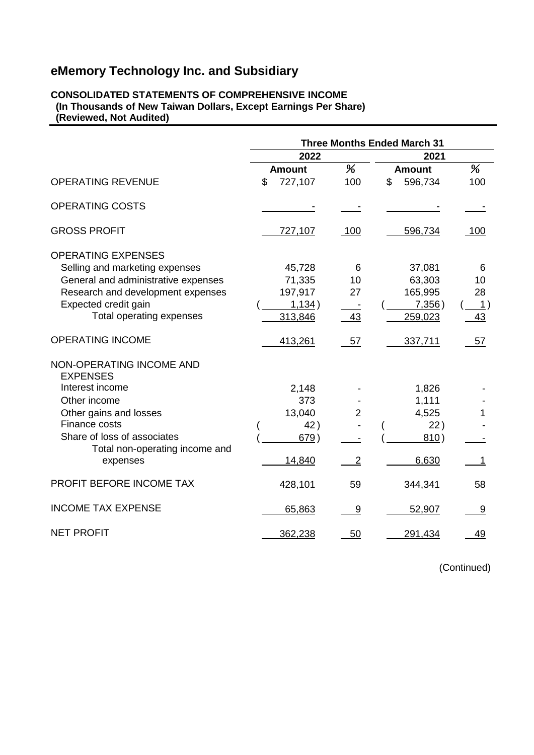# eMemory Technology Inc. and Subsidiary

**CONSOLIDATED STATEMENTS OF COMPREHENSIVE INCOME**
**(In Thousands of New Taiwan Dollars, Except Earnings Per Share)**
**(Reviewed, Not Audited)**

| | Three Months Ended March 31 | | | |
|---|---|---|---|---|
| | 2022 | | 2021 | |
| | Amount | % | Amount | % |
| OPERATING REVENUE | $ 727,107 | 100 | $ 596,734 | 100 |
| OPERATING COSTS | - | - | - | - |
| GROSS PROFIT | 727,107 | 100 | 596,734 | 100 |
| OPERATING EXPENSES | | | | |
| Selling and marketing expenses | 45,728 | 6 | 37,081 | 6 |
| General and administrative expenses | 71,335 | 10 | 63,303 | 10 |
| Research and development expenses | 197,917 | 27 | 165,995 | 28 |
| Expected credit gain | ( 1,134 ) | - | ( 7,356 ) | ( 1 ) |
| Total operating expenses | 313,846 | 43 | 259,023 | 43 |
| OPERATING INCOME | 413,261 | 57 | 337,711 | 57 |
| NON-OPERATING INCOME AND EXPENSES | | | | |
| Interest income | 2,148 | - | 1,826 | - |
| Other income | 373 | - | 1,111 | - |
| Other gains and losses | 13,040 | 2 | 4,525 | 1 |
| Finance costs | ( 42 ) | - | ( 22 ) | - |
| Share of loss of associates | ( 679 ) | - | ( 810 ) | - |
| Total non-operating income and expenses | 14,840 | 2 | 6,630 | 1 |
| PROFIT BEFORE INCOME TAX | 428,101 | 59 | 344,341 | 58 |
| INCOME TAX EXPENSE | 65,863 | 9 | 52,907 | 9 |
| NET PROFIT | 362,238 | 50 | 291,434 | 49 |

(Continued)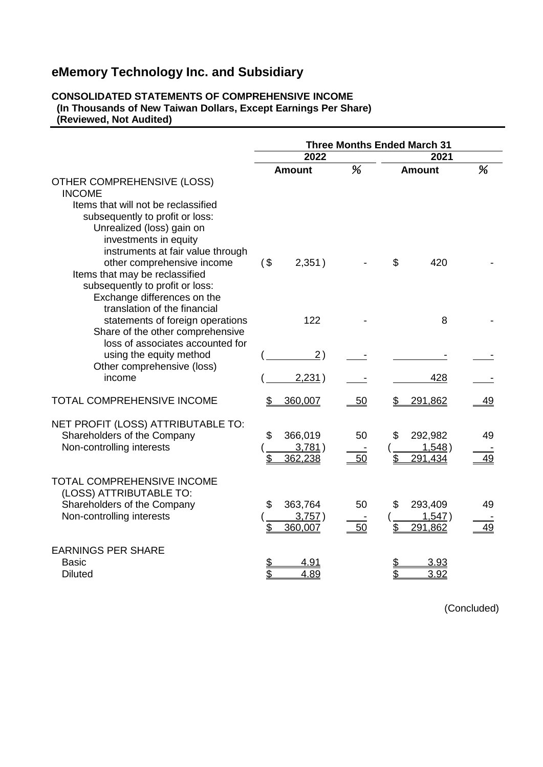# eMemory Technology Inc. and Subsidiary

**CONSOLIDATED STATEMENTS OF COMPREHENSIVE INCOME**
**(In Thousands of New Taiwan Dollars, Except Earnings Per Share)**
**(Reviewed, Not Audited)**

| | Three Months Ended March 31 | | | |
|---|---|---|---|---|
| | 2022 | | 2021 | |
| | Amount | % | Amount | % |
| OTHER COMPREHENSIVE (LOSS) INCOME | | | | |
| Items that will not be reclassified subsequently to profit or loss: | | | | |
| Unrealized (loss) gain on investments in equity instruments at fair value through other comprehensive income | ($ 2,351) | - | $ 420 | - |
| Items that may be reclassified subsequently to profit or loss: | | | | |
| Exchange differences on the translation of the financial statements of foreign operations | 122 | - | 8 | - |
| Share of the other comprehensive loss of associates accounted for using the equity method | ( 2) | - | - | - |
| Other comprehensive (loss) income | ( 2,231) | - | 428 | - |
| TOTAL COMPREHENSIVE INCOME | $ 360,007 | 50 | $ 291,862 | 49 |
| NET PROFIT (LOSS) ATTRIBUTABLE TO: | | | | |
| Shareholders of the Company | $ 366,019 | 50 | $ 292,982 | 49 |
| Non-controlling interests | ( 3,781) | - | ( 1,548) | - |
| | $ 362,238 | 50 | $ 291,434 | 49 |
| TOTAL COMPREHENSIVE INCOME (LOSS) ATTRIBUTABLE TO: | | | | |
| Shareholders of the Company | $ 363,764 | 50 | $ 293,409 | 49 |
| Non-controlling interests | ( 3,757) | - | ( 1,547) | - |
| | $ 360,007 | 50 | $ 291,862 | 49 |
| EARNINGS PER SHARE | | | | |
| Basic | $ 4.91 | | $ 3.93 | |
| Diluted | $ 4.89 | | $ 3.92 | |

(Concluded)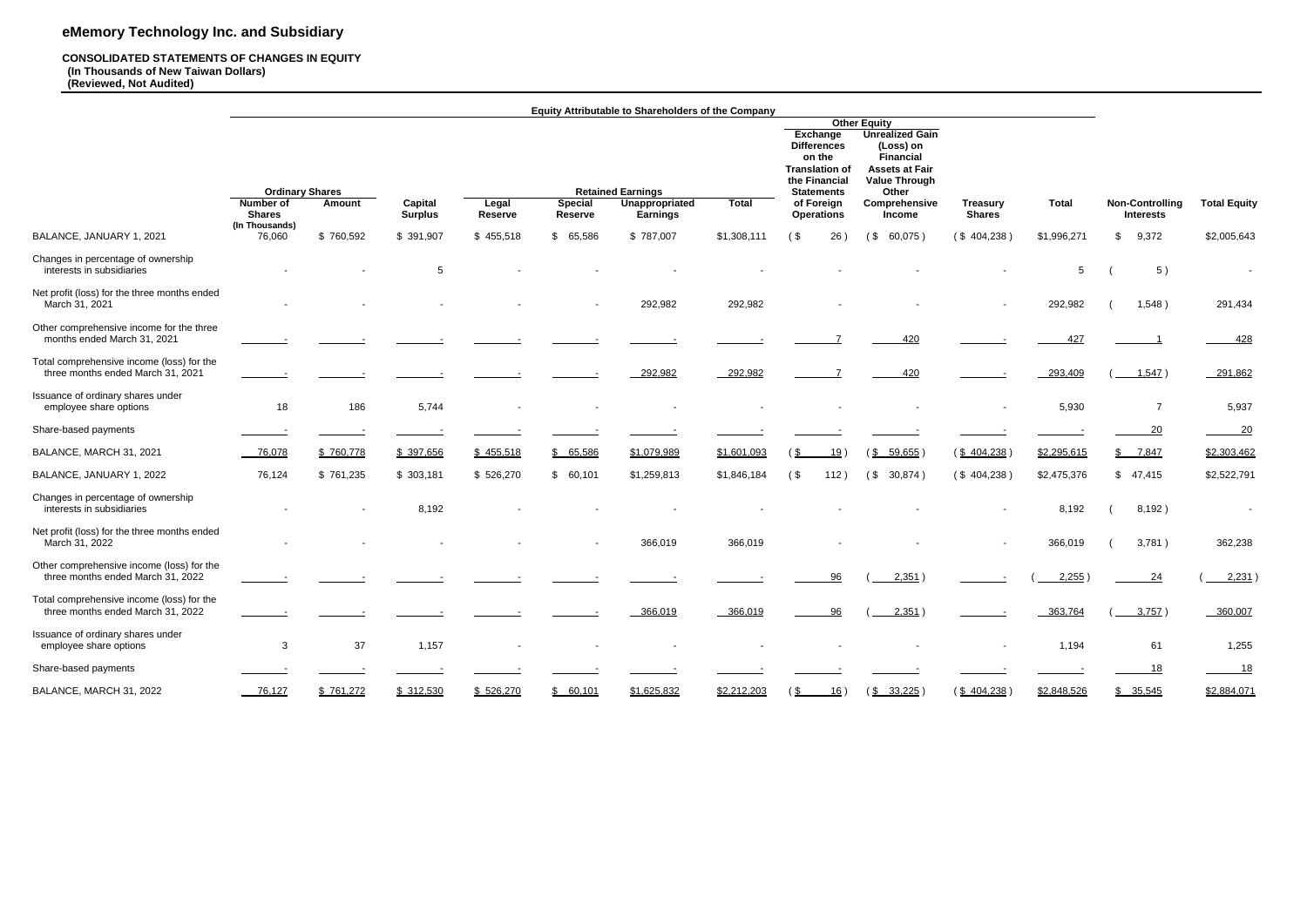# eMemory Technology Inc. and Subsidiary

**CONSOLIDATED STATEMENTS OF CHANGES IN EQUITY**
**(In Thousands of New Taiwan Dollars)**
**(Reviewed, Not Audited)**

| | Equity Attributable to Shareholders of the Company | | | | | | | | | | | | | |
|---|---|---|---|---|---|---|---|---|---|---|---|---|---|
| | | | | | | | | Other Equity | | | | | | |
| | Ordinary Shares | | | Retained Earnings | | | | Exchange Differences on the Translation of the Financial Statements of Foreign Operations | Unrealized Gain (Loss) on Financial Assets at Fair Value Through Other Comprehensive Income | | | | | |
| | Number of Shares (In Thousands) | Amount | Capital Surplus | Legal Reserve | Special Reserve | Unappropriated Earnings | Total | | | Treasury Shares | Total | Non-Controlling Interests | Total Equity |
| BALANCE, JANUARY 1, 2021 | 76,060 | $ 760,592 | $ 391,907 | $ 455,518 | $ 65,586 | $ 787,007 | $1,308,111 | ($ 26) | ($ 60,075) | ($ 404,238) | $1,996,271 | $ 9,372 | $2,005,643 |
| Changes in percentage of ownership interests in subsidiaries | - | - | 5 | - | - | - | - | - | - | - | 5 | ( 5) | - |
| Net profit (loss) for the three months ended March 31, 2021 | - | - | - | - | - | 292,982 | 292,982 | - | - | - | 292,982 | ( 1,548) | 291,434 |
| Other comprehensive income for the three months ended March 31, 2021 | - | - | - | - | - | - | - | 7 | 420 | - | 427 | 1 | 428 |
| Total comprehensive income (loss) for the three months ended March 31, 2021 | - | - | - | - | - | 292,982 | 292,982 | 7 | 420 | - | 293,409 | ( 1,547) | 291,862 |
| Issuance of ordinary shares under employee share options | 18 | 186 | 5,744 | - | - | - | - | - | - | - | 5,930 | 7 | 5,937 |
| Share-based payments | - | - | - | - | - | - | - | - | - | - | - | 20 | 20 |
| BALANCE, MARCH 31, 2021 | 76,078 | $ 760,778 | $ 397,656 | $ 455,518 | $ 65,586 | $1,079,989 | $1,601,093 | ($ 19) | ($ 59,655) | ($ 404,238) | $2,295,615 | $ 7,847 | $2,303,462 |
| BALANCE, JANUARY 1, 2022 | 76,124 | $ 761,235 | $ 303,181 | $ 526,270 | $ 60,101 | $1,259,813 | $1,846,184 | ($ 112) | ($ 30,874) | ($ 404,238) | $2,475,376 | $ 47,415 | $2,522,791 |
| Changes in percentage of ownership interests in subsidiaries | - | - | 8,192 | - | - | - | - | - | - | - | 8,192 | ( 8,192) | - |
| Net profit (loss) for the three months ended March 31, 2022 | - | - | - | - | - | 366,019 | 366,019 | - | - | - | 366,019 | ( 3,781) | 362,238 |
| Other comprehensive income (loss) for the three months ended March 31, 2022 | - | - | - | - | - | - | - | 96 | ( 2,351) | - | ( 2,255) | 24 | ( 2,231) |
| Total comprehensive income (loss) for the three months ended March 31, 2022 | - | - | - | - | - | 366,019 | 366,019 | 96 | ( 2,351) | - | 363,764 | ( 3,757) | 360,007 |
| Issuance of ordinary shares under employee share options | 3 | 37 | 1,157 | - | - | - | - | - | - | - | 1,194 | 61 | 1,255 |
| Share-based payments | - | - | - | - | - | - | - | - | - | - | - | 18 | 18 |
| BALANCE, MARCH 31, 2022 | 76,127 | $ 761,272 | $ 312,530 | $ 526,270 | $ 60,101 | $1,625,832 | $2,212,203 | ($ 16) | ($ 33,225) | ($ 404,238) | $2,848,526 | $ 35,545 | $2,884,071 |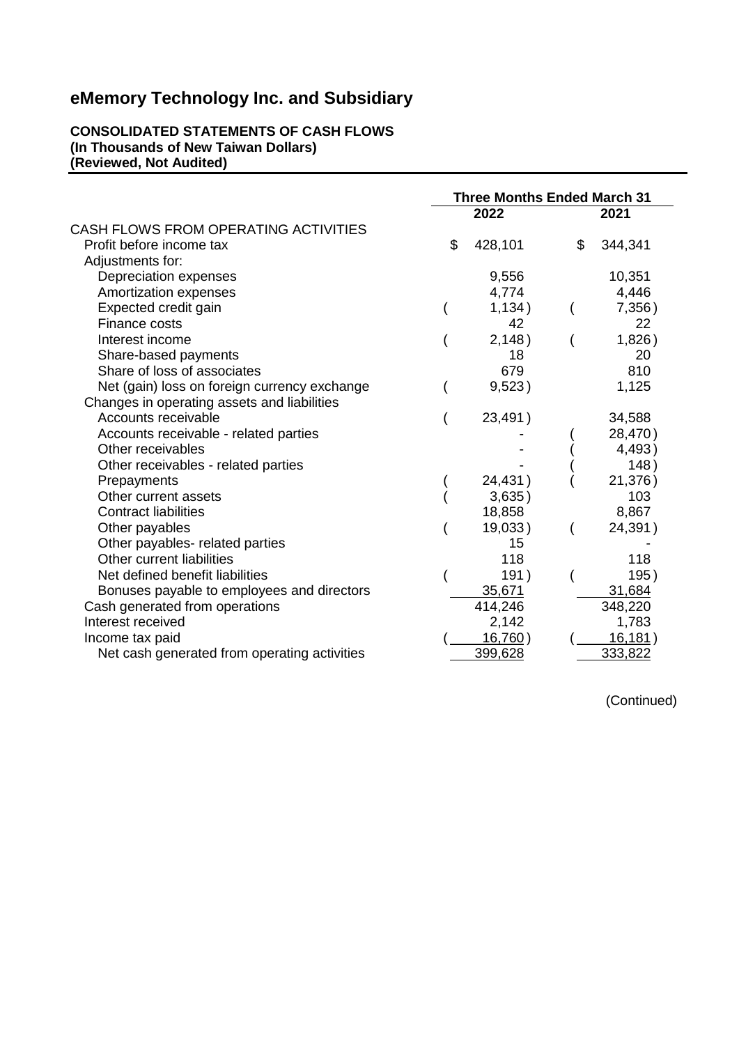# eMemory Technology Inc. and Subsidiary

**CONSOLIDATED STATEMENTS OF CASH FLOWS**
**(In Thousands of New Taiwan Dollars)**
**(Reviewed, Not Audited)**

| | Three Months Ended March 31 | |
|---|---|---|
| | 2022 | 2021 |
| CASH FLOWS FROM OPERATING ACTIVITIES | | |
| Profit before income tax | $ 428,101 | $ 344,341 |
| Adjustments for: | | |
| Depreciation expenses | 9,556 | 10,351 |
| Amortization expenses | 4,774 | 4,446 |
| Expected credit gain | ( 1,134 ) | ( 7,356 ) |
| Finance costs | 42 | 22 |
| Interest income | ( 2,148 ) | ( 1,826 ) |
| Share-based payments | 18 | 20 |
| Share of loss of associates | 679 | 810 |
| Net (gain) loss on foreign currency exchange | ( 9,523 ) | 1,125 |
| Changes in operating assets and liabilities | | |
| Accounts receivable | ( 23,491 ) | 34,588 |
| Accounts receivable - related parties | - | ( 28,470 ) |
| Other receivables | - | ( 4,493 ) |
| Other receivables - related parties | - | ( 148 ) |
| Prepayments | ( 24,431 ) | ( 21,376 ) |
| Other current assets | ( 3,635 ) | 103 |
| Contract liabilities | 18,858 | 8,867 |
| Other payables | ( 19,033 ) | ( 24,391 ) |
| Other payables- related parties | 15 | - |
| Other current liabilities | 118 | 118 |
| Net defined benefit liabilities | ( 191 ) | ( 195 ) |
| Bonuses payable to employees and directors | 35,671 | 31,684 |
| Cash generated from operations | 414,246 | 348,220 |
| Interest received | 2,142 | 1,783 |
| Income tax paid | ( 16,760 ) | ( 16,181 ) |
| Net cash generated from operating activities | 399,628 | 333,822 |

(Continued)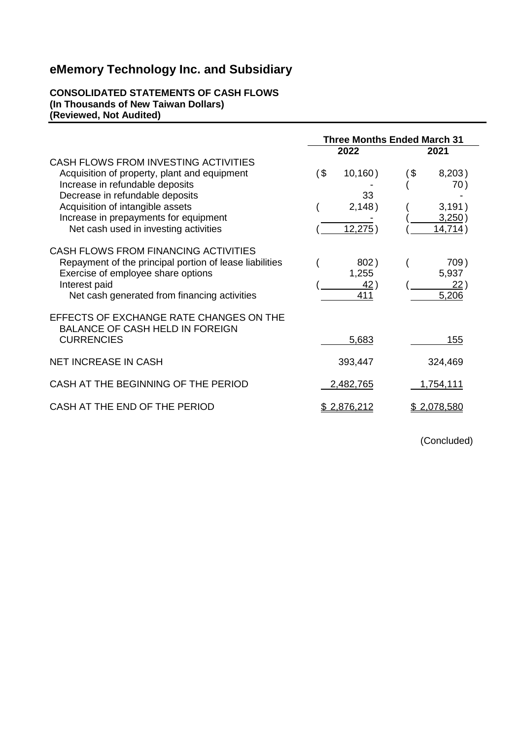# eMemory Technology Inc. and Subsidiary

**CONSOLIDATED STATEMENTS OF CASH FLOWS**
**(In Thousands of New Taiwan Dollars)**
**(Reviewed, Not Audited)**

| | Three Months Ended March 31 | |
|---|---|---|
| | 2022 | 2021 |
| CASH FLOWS FROM INVESTING ACTIVITIES | | |
| Acquisition of property, plant and equipment | ($ 10,160) | ($ 8,203) |
| Increase in refundable deposits | - | ( 70) |
| Decrease in refundable deposits | 33 | - |
| Acquisition of intangible assets | ( 2,148) | ( 3,191) |
| Increase in prepayments for equipment | - | ( 3,250) |
| Net cash used in investing activities | ( 12,275) | ( 14,714) |
| CASH FLOWS FROM FINANCING ACTIVITIES | | |
| Repayment of the principal portion of lease liabilities | ( 802) | ( 709) |
| Exercise of employee share options | 1,255 | 5,937 |
| Interest paid | ( 42) | ( 22) |
| Net cash generated from financing activities | 411 | 5,206 |
| EFFECTS OF EXCHANGE RATE CHANGES ON THE BALANCE OF CASH HELD IN FOREIGN CURRENCIES | 5,683 | 155 |
| NET INCREASE IN CASH | 393,447 | 324,469 |
| CASH AT THE BEGINNING OF THE PERIOD | 2,482,765 | 1,754,111 |
| CASH AT THE END OF THE PERIOD | $ 2,876,212 | $ 2,078,580 |

(Concluded)